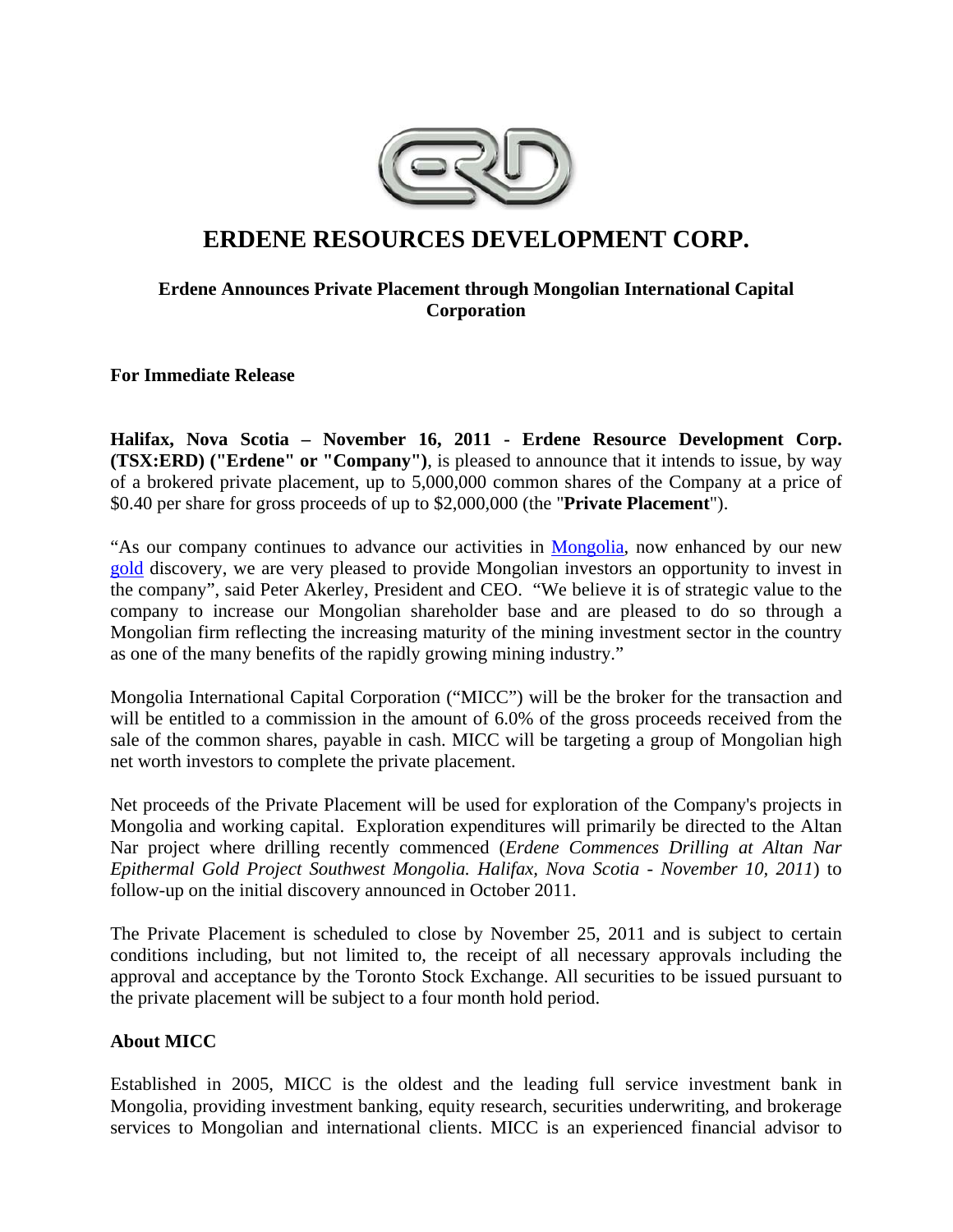# ERDENE RESOURCES DEVELOPMENT CORP.

### Erdene Announces Private Placement through Mongolian International Capital Corporation

**For Immediate Release**

**Halifax, Nova Scotia – November 16, 2011 - Erdene Resource Development Corp. (TSX:ERD) ("Erdene" or "Company")**, is pleased to announce that it intends to issue, by way of a brokered private placement, up to 5,000,000 common shares of the Company at a price of $0.40 per share for gross proceeds of up to $2,000,000 (the "**Private Placement**").

"As our company continues to advance our activities in Mongolia, now enhanced by our new gold discovery, we are very pleased to provide Mongolian investors an opportunity to invest in the company", said Peter Akerley, President and CEO. "We believe it is of strategic value to the company to increase our Mongolian shareholder base and are pleased to do so through a Mongolian firm reflecting the increasing maturity of the mining investment sector in the country as one of the many benefits of the rapidly growing mining industry."

Mongolia International Capital Corporation ("MICC") will be the broker for the transaction and will be entitled to a commission in the amount of 6.0% of the gross proceeds received from the sale of the common shares, payable in cash. MICC will be targeting a group of Mongolian high net worth investors to complete the private placement.

Net proceeds of the Private Placement will be used for exploration of the Company's projects in Mongolia and working capital. Exploration expenditures will primarily be directed to the Altan Nar project where drilling recently commenced (*Erdene Commences Drilling at Altan Nar Epithermal Gold Project Southwest Mongolia. Halifax, Nova Scotia - November 10, 2011*) to follow-up on the initial discovery announced in October 2011.

The Private Placement is scheduled to close by November 25, 2011 and is subject to certain conditions including, but not limited to, the receipt of all necessary approvals including the approval and acceptance by the Toronto Stock Exchange. All securities to be issued pursuant to the private placement will be subject to a four month hold period.

**About MICC**

Established in 2005, MICC is the oldest and the leading full service investment bank in Mongolia, providing investment banking, equity research, securities underwriting, and brokerage services to Mongolian and international clients. MICC is an experienced financial advisor to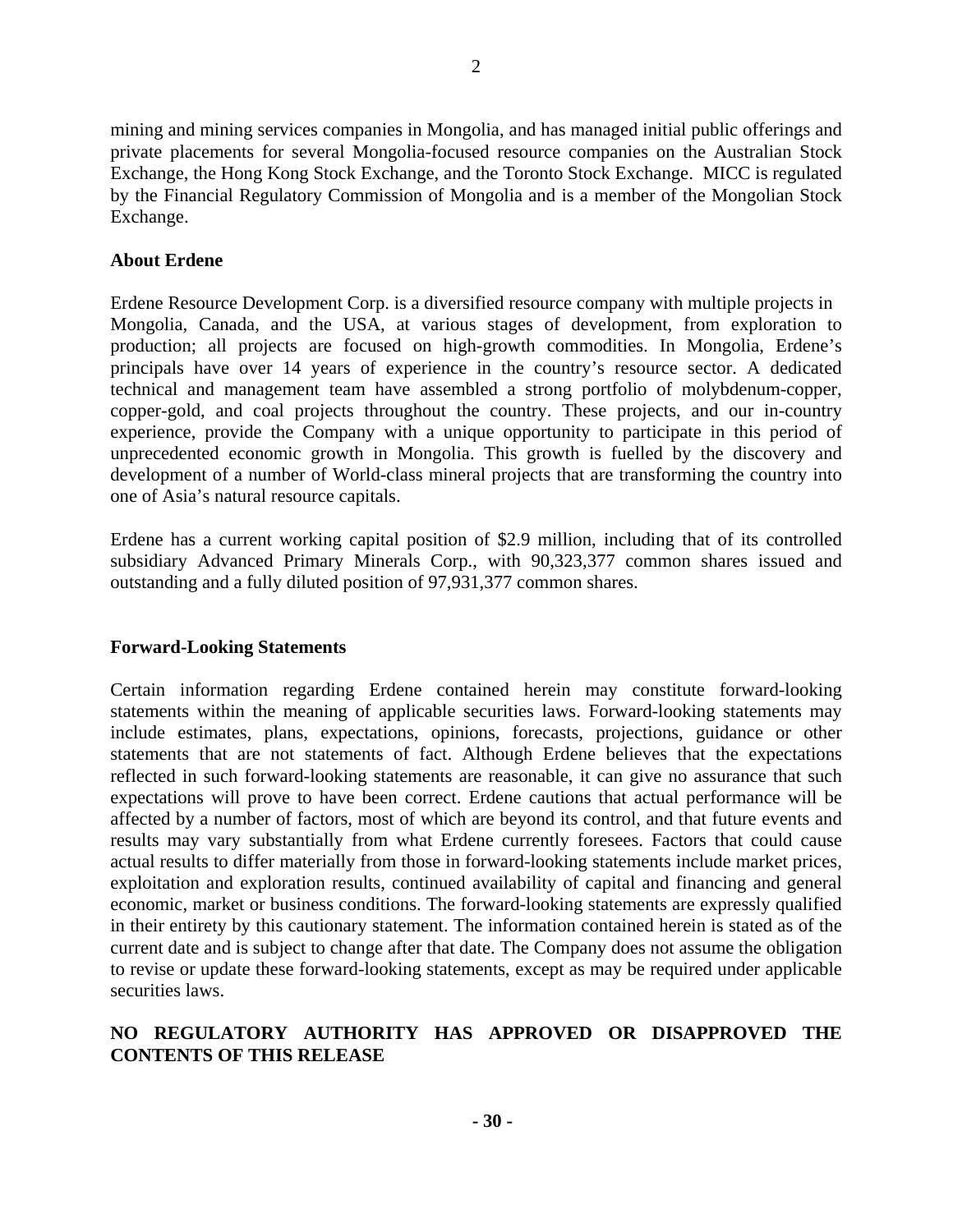mining and mining services companies in Mongolia, and has managed initial public offerings and private placements for several Mongolia-focused resource companies on the Australian Stock Exchange, the Hong Kong Stock Exchange, and the Toronto Stock Exchange. MICC is regulated by the Financial Regulatory Commission of Mongolia and is a member of the Mongolian Stock Exchange.

**About Erdene**

Erdene Resource Development Corp. is a diversified resource company with multiple projects in Mongolia, Canada, and the USA, at various stages of development, from exploration to production; all projects are focused on high-growth commodities. In Mongolia, Erdene's principals have over 14 years of experience in the country's resource sector. A dedicated technical and management team have assembled a strong portfolio of molybdenum-copper, copper-gold, and coal projects throughout the country. These projects, and our in-country experience, provide the Company with a unique opportunity to participate in this period of unprecedented economic growth in Mongolia. This growth is fuelled by the discovery and development of a number of World-class mineral projects that are transforming the country into one of Asia's natural resource capitals.

Erdene has a current working capital position of $2.9 million, including that of its controlled subsidiary Advanced Primary Minerals Corp., with 90,323,377 common shares issued and outstanding and a fully diluted position of 97,931,377 common shares.

**Forward-Looking Statements**

Certain information regarding Erdene contained herein may constitute forward-looking statements within the meaning of applicable securities laws. Forward-looking statements may include estimates, plans, expectations, opinions, forecasts, projections, guidance or other statements that are not statements of fact. Although Erdene believes that the expectations reflected in such forward-looking statements are reasonable, it can give no assurance that such expectations will prove to have been correct. Erdene cautions that actual performance will be affected by a number of factors, most of which are beyond its control, and that future events and results may vary substantially from what Erdene currently foresees. Factors that could cause actual results to differ materially from those in forward-looking statements include market prices, exploitation and exploration results, continued availability of capital and financing and general economic, market or business conditions. The forward-looking statements are expressly qualified in their entirety by this cautionary statement. The information contained herein is stated as of the current date and is subject to change after that date. The Company does not assume the obligation to revise or update these forward-looking statements, except as may be required under applicable securities laws.

**NO REGULATORY AUTHORITY HAS APPROVED OR DISAPPROVED THE CONTENTS OF THIS RELEASE**

**- 30 -**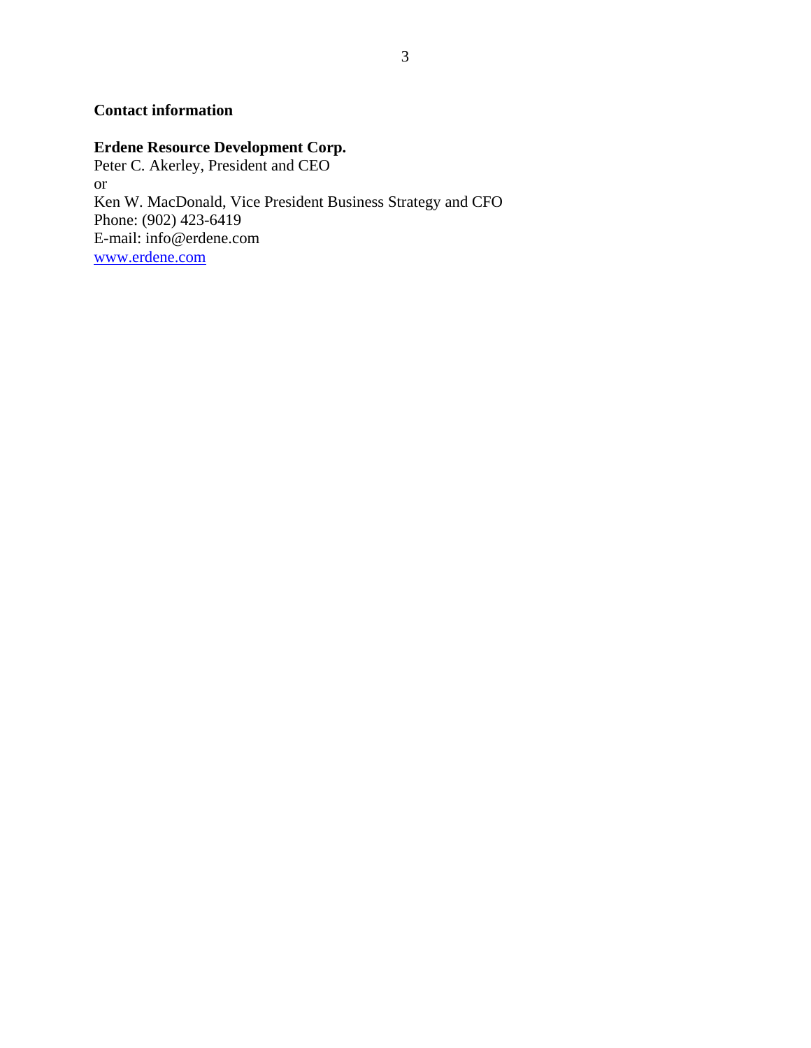**Contact information**

**Erdene Resource Development Corp.**
Peter C. Akerley, President and CEO
or
Ken W. MacDonald, Vice President Business Strategy and CFO
Phone: (902) 423-6419
E-mail: info@erdene.com
www.erdene.com